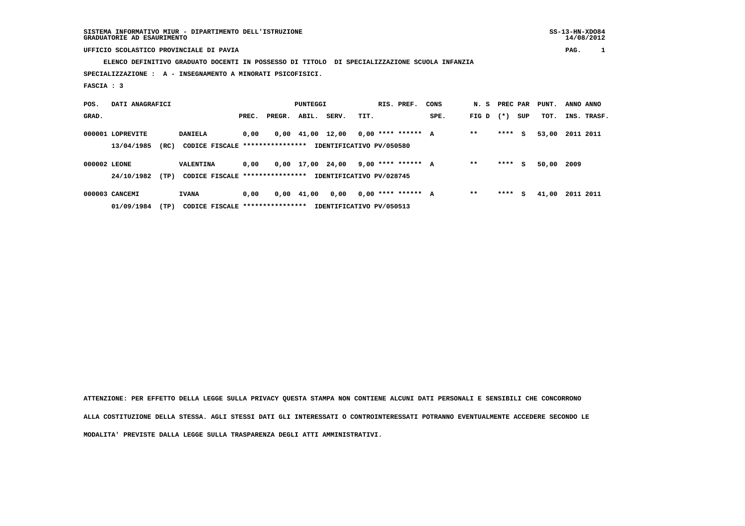SISTEMA INFORMATIVO MIUR - DIPARTIMENTO DELL'ISTRUZIONE
GRADUATORIE AD ESAURIMENTO

SS-13-HN-XDO84
14/08/2012

UFFICIO SCOLASTICO PROVINCIALE DI PAVIA

ELENCO DEFINITIVO GRADUATO DOCENTI IN POSSESSO DI TITOLO DI SPECIALIZZAZIONE SCUOLA INFANZIA

SPECIALIZZAZIONE : A - INSEGNAMENTO A MINORATI PSICOFISICI.

FASCIA : 3

| POS. GRAD. | DATI ANAGRAFICI | | PUNTEGGI PREC. | PREGR. | ABIL. | SERV. | TIT. | RIS. PREF. | CONS SPE. | N. S FIG D | PREC PAR (*) | SUP | PUNT. TOT. | ANNO INS. | ANNO TRASF. |
|---|---|---|---|---|---|---|---|---|---|---|---|---|---|---|---|
| 000001 | LOPREVITE | DANIELA | 0,00 | 0,00 | 41,00 | 12,00 | 0,00 | **** ****** | A | ** | **** | S | 53,00 | 2011 | 2011 |
| | 13/04/1985 (RC) | CODICE FISCALE **************** | IDENTIFICATIVO PV/050580 | | | | | | | | | | | | |
| 000002 | LEONE | VALENTINA | 0,00 | 0,00 | 17,00 | 24,00 | 9,00 | **** ****** | A | ** | **** | S | 50,00 | 2009 | |
| | 24/10/1982 (TP) | CODICE FISCALE **************** | IDENTIFICATIVO PV/028745 | | | | | | | | | | | | |
| 000003 | CANCEMI | IVANA | 0,00 | 0,00 | 41,00 | 0,00 | 0,00 | **** ****** | A | ** | **** | S | 41,00 | 2011 | 2011 |
| | 01/09/1984 (TP) | CODICE FISCALE **************** | IDENTIFICATIVO PV/050513 | | | | | | | | | | | | |

ATTENZIONE: PER EFFETTO DELLA LEGGE SULLA PRIVACY QUESTA STAMPA NON CONTIENE ALCUNI DATI PERSONALI E SENSIBILI CHE CONCORRONO ALLA COSTITUZIONE DELLA STESSA. AGLI STESSI DATI GLI INTERESSATI O CONTROINTERESSATI POTRANNO EVENTUALMENTE ACCEDERE SECONDO LE MODALITA' PREVISTE DALLA LEGGE SULLA TRASPARENZA DEGLI ATTI AMMINISTRATIVI.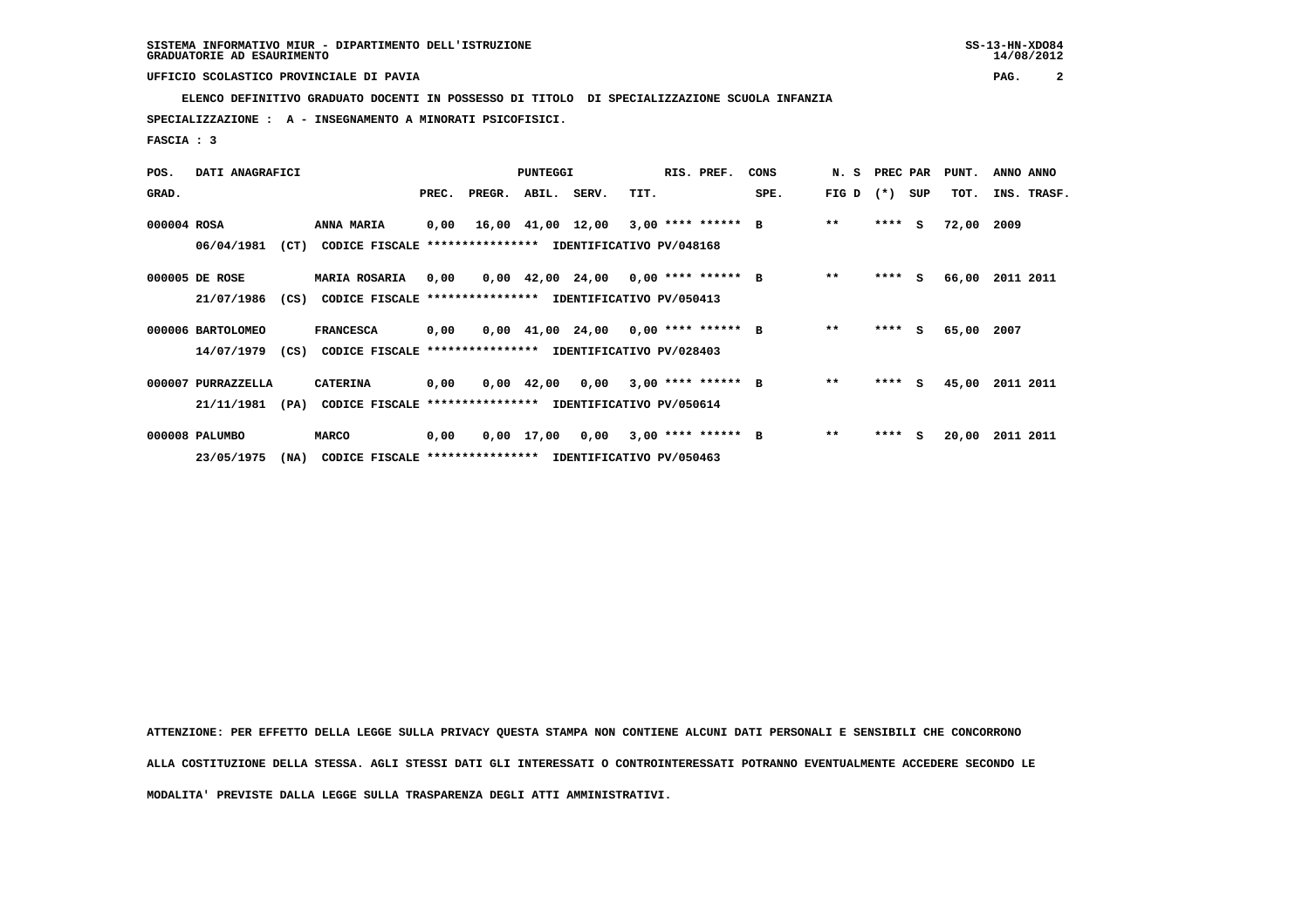SISTEMA INFORMATIVO MIUR - DIPARTIMENTO DELL'ISTRUZIONE
GRADUATORIE AD ESAURIMENTO

UFFICIO SCOLASTICO PROVINCIALE DI PAVIA

**ELENCO DEFINITIVO GRADUATO DOCENTI IN POSSESSO DI TITOLO DI SPECIALIZZAZIONE SCUOLA INFANZIA**

**SPECIALIZZAZIONE : A - INSEGNAMENTO A MINORATI PSICOFISICI.**

**FASCIA : 3**

| POS. GRAD. | DATI ANAGRAFICI | | PUNTEGGI PREC. | PREGR. | ABIL. | SERV. | TIT. | RIS. PREF. | CONS SPE. | N. S FIG D | PREC PAR (*) | SUP | PUNT. TOT. | ANNO INS. | ANNO TRASF. |
|---|---|---|---|---|---|---|---|---|---|---|---|---|---|---|---|
| 000004 | ROSA | ANNA MARIA | 0,00 | 16,00 | 41,00 | 12,00 | 3,00 | **** ****** | B | ** | **** | S | 72,00 | 2009 | |
| | 06/04/1981 (CT) | CODICE FISCALE **************** IDENTIFICATIVO PV/048168 | | | | | | | | | | | | | |
| 000005 | DE ROSE | MARIA ROSARIA | 0,00 | 0,00 | 42,00 | 24,00 | 0,00 | **** ****** | B | ** | **** | S | 66,00 | 2011 | 2011 |
| | 21/07/1986 (CS) | CODICE FISCALE **************** IDENTIFICATIVO PV/050413 | | | | | | | | | | | | | |
| 000006 | BARTOLOMEO | FRANCESCA | 0,00 | 0,00 | 41,00 | 24,00 | 0,00 | **** ****** | B | ** | **** | S | 65,00 | 2007 | |
| | 14/07/1979 (CS) | CODICE FISCALE **************** IDENTIFICATIVO PV/028403 | | | | | | | | | | | | | |
| 000007 | PURRAZZELLA | CATERINA | 0,00 | 0,00 | 42,00 | 0,00 | 3,00 | **** ****** | B | ** | **** | S | 45,00 | 2011 | 2011 |
| | 21/11/1981 (PA) | CODICE FISCALE **************** IDENTIFICATIVO PV/050614 | | | | | | | | | | | | | |
| 000008 | PALUMBO | MARCO | 0,00 | 0,00 | 17,00 | 0,00 | 3,00 | **** ****** | B | ** | **** | S | 20,00 | 2011 | 2011 |
| | 23/05/1975 (NA) | CODICE FISCALE **************** IDENTIFICATIVO PV/050463 | | | | | | | | | | | | | |

**ATTENZIONE: PER EFFETTO DELLA LEGGE SULLA PRIVACY QUESTA STAMPA NON CONTIENE ALCUNI DATI PERSONALI E SENSIBILI CHE CONCORRONO ALLA COSTITUZIONE DELLA STESSA. AGLI STESSI DATI GLI INTERESSATI O CONTROINTERESSATI POTRANNO EVENTUALMENTE ACCEDERE SECONDO LE MODALITA' PREVISTE DALLA LEGGE SULLA TRASPARENZA DEGLI ATTI AMMINISTRATIVI.**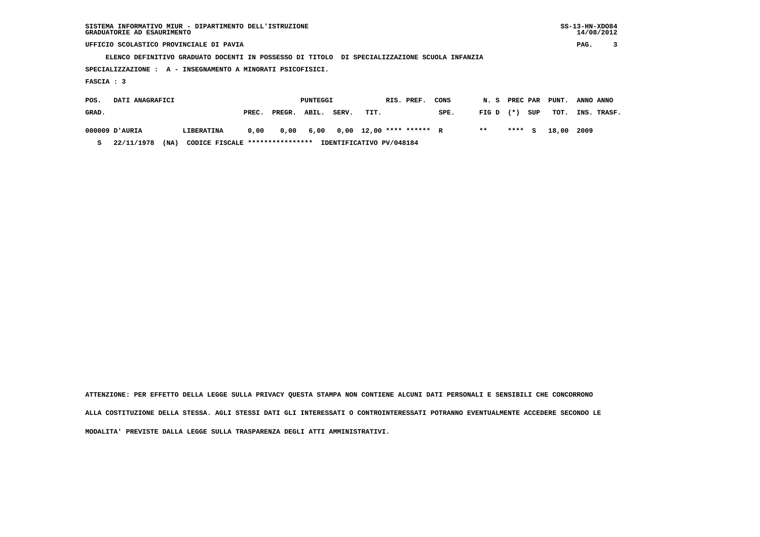SISTEMA INFORMATIVO MIUR - DIPARTIMENTO DELL'ISTRUZIONE
GRADUATORIE AD ESAURIMENTO

SS-13-HN-XDO84
14/08/2012

UFFICIO SCOLASTICO PROVINCIALE DI PAVIA

ELENCO DEFINITIVO GRADUATO DOCENTI IN POSSESSO DI TITOLO DI SPECIALIZZAZIONE SCUOLA INFANZIA

SPECIALIZZAZIONE : A - INSEGNAMENTO A MINORATI PSICOFISICI.

FASCIA : 3

| POS. GRAD. | DATI ANAGRAFICI | | PUNTEGGI PREC. | PREGR. | ABIL. | SERV. | TIT. | RIS. PREF. | CONS SPE. | N. S FIG D | PREC PAR (*) | SUP | PUNT. TOT. | ANNO INS. | ANNO TRASF. |
|---|---|---|---|---|---|---|---|---|---|---|---|---|---|---|---|
| 000009 | D'AURIA | LIBERATINA | 0,00 | 0,00 | 6,00 | 0,00 | 12,00 | **** ****** | R | ** | **** | S | 18,00 | 2009 | |
| S | 22/11/1978 (NA) | CODICE FISCALE **************** | IDENTIFICATIVO PV/048184 | | | | | | | | | | | | |

ATTENZIONE: PER EFFETTO DELLA LEGGE SULLA PRIVACY QUESTA STAMPA NON CONTIENE ALCUNI DATI PERSONALI E SENSIBILI CHE CONCORRONO ALLA COSTITUZIONE DELLA STESSA. AGLI STESSI DATI GLI INTERESSATI O CONTROINTERESSATI POTRANNO EVENTUALMENTE ACCEDERE SECONDO LE MODALITA' PREVISTE DALLA LEGGE SULLA TRASPARENZA DEGLI ATTI AMMINISTRATIVI.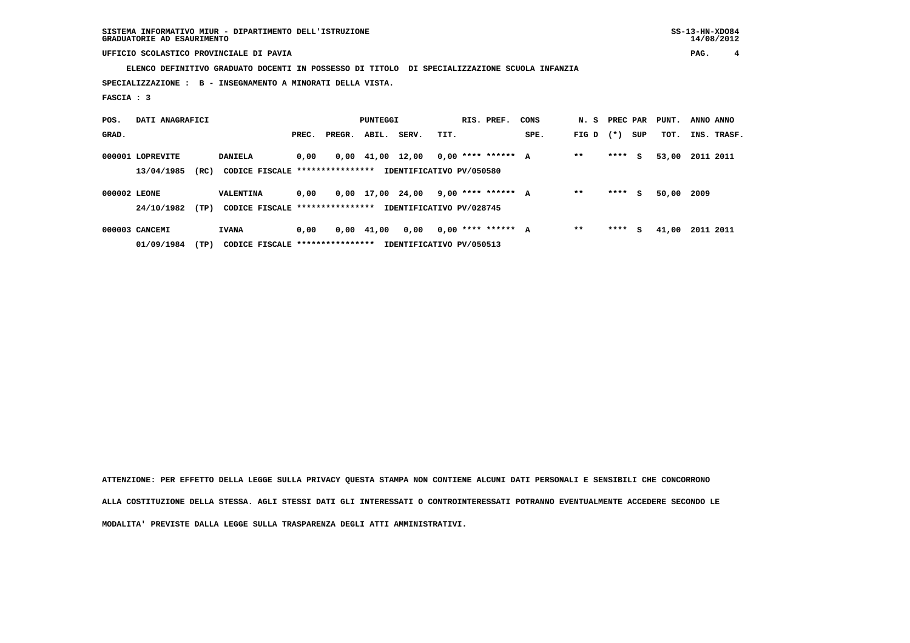SISTEMA INFORMATIVO MIUR - DIPARTIMENTO DELL'ISTRUZIONE
GRADUATORIE AD ESAURIMENTO

UFFICIO SCOLASTICO PROVINCIALE DI PAVIA

**ELENCO DEFINITIVO GRADUATO DOCENTI IN POSSESSO DI TITOLO DI SPECIALIZZAZIONE SCUOLA INFANZIA**

**SPECIALIZZAZIONE : B - INSEGNAMENTO A MINORATI DELLA VISTA.**

**FASCIA : 3**

| POS. GRAD. | DATI ANAGRAFICI | | PREC. | PREGR. | ABIL. | SERV. | TIT. | RIS. PREF. | CONS SPE. | N. S FIG D | PREC (*) | PAR SUP | PUNT. TOT. | ANNO INS. | ANNO TRASF. |
|---|---|---|---|---|---|---|---|---|---|---|---|---|---|---|---|
| 000001 | LOPREVITE | DANIELA | 0,00 | 0,00 | 41,00 | 12,00 | 0,00 | **** ****** | A | ** | **** | S | 53,00 | 2011 | 2011 |
| | 13/04/1985 (RC) | CODICE FISCALE **************** | IDENTIFICATIVO PV/050580 | | | | | | | | | | | | |
| 000002 | LEONE | VALENTINA | 0,00 | 0,00 | 17,00 | 24,00 | 9,00 | **** ****** | A | ** | **** | S | 50,00 | 2009 | |
| | 24/10/1982 (TP) | CODICE FISCALE **************** | IDENTIFICATIVO PV/028745 | | | | | | | | | | | | |
| 000003 | CANCEMI | IVANA | 0,00 | 0,00 | 41,00 | 0,00 | 0,00 | **** ****** | A | ** | **** | S | 41,00 | 2011 | 2011 |
| | 01/09/1984 (TP) | CODICE FISCALE **************** | IDENTIFICATIVO PV/050513 | | | | | | | | | | | | |

ATTENZIONE: PER EFFETTO DELLA LEGGE SULLA PRIVACY QUESTA STAMPA NON CONTIENE ALCUNI DATI PERSONALI E SENSIBILI CHE CONCORRONO ALLA COSTITUZIONE DELLA STESSA. AGLI STESSI DATI GLI INTERESSATI O CONTROINTERESSATI POTRANNO EVENTUALMENTE ACCEDERE SECONDO LE MODALITA' PREVISTE DALLA LEGGE SULLA TRASPARENZA DEGLI ATTI AMMINISTRATIVI.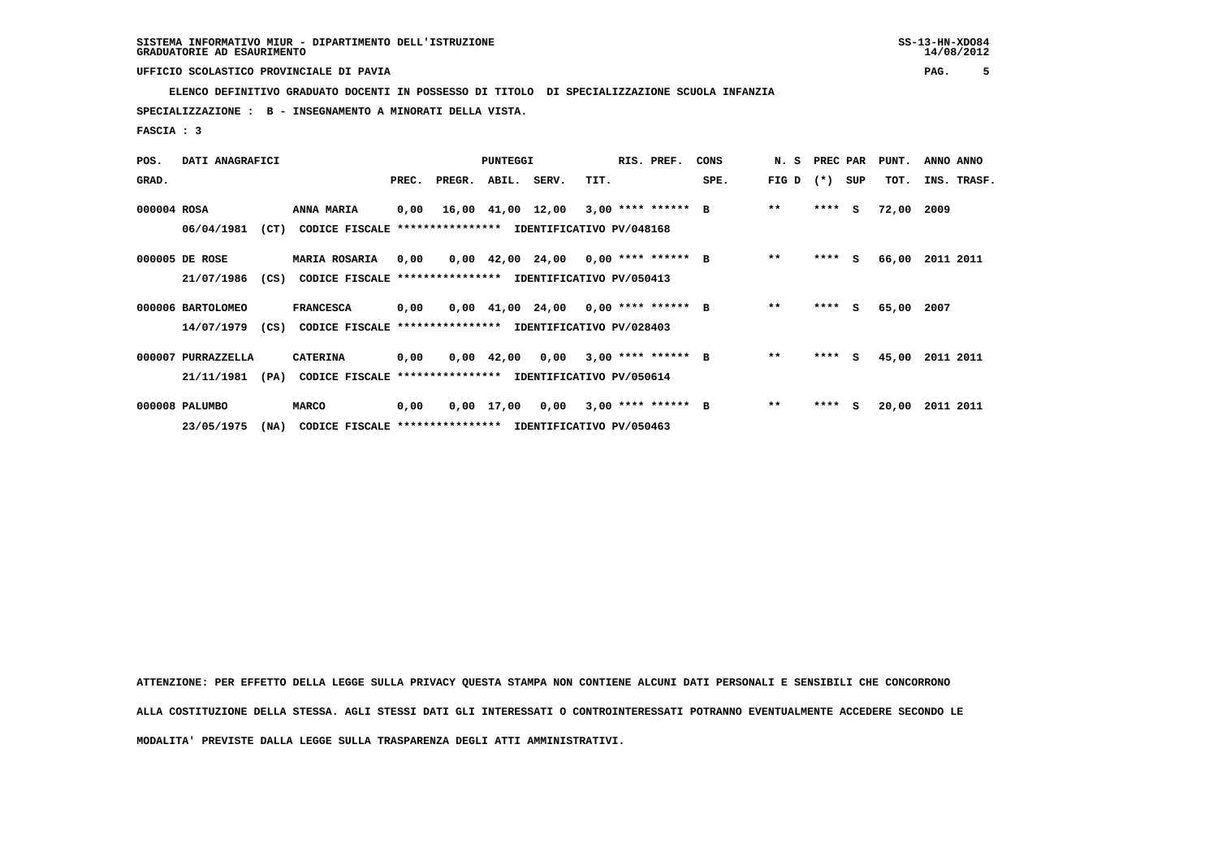SISTEMA INFORMATIVO MIUR - DIPARTIMENTO DELL'ISTRUZIONE
GRADUATORIE AD ESAURIMENTO

UFFICIO SCOLASTICO PROVINCIALE DI PAVIA

**ELENCO DEFINITIVO GRADUATO DOCENTI IN POSSESSO DI TITOLO DI SPECIALIZZAZIONE SCUOLA INFANZIA**

**SPECIALIZZAZIONE : B - INSEGNAMENTO A MINORATI DELLA VISTA.**

**FASCIA : 3**

| POS. GRAD. | DATI ANAGRAFICI | | PREC. | PREGR. | ABIL. | SERV. | TIT. | RIS. PREF. | CONS SPE. | N. S FIG D | PREC PAR (*) | SUP | PUNT. TOT. | ANNO INS. | ANNO TRASF. |
|---|---|---|---|---|---|---|---|---|---|---|---|---|---|---|---|
| 000004 | ROSA | ANNA MARIA | 0,00 | 16,00 | 41,00 | 12,00 | 3,00 | **** ****** | B | ** | **** | S | 72,00 | 2009 | |
| | 06/04/1981 (CT) | CODICE FISCALE **************** IDENTIFICATIVO PV/048168 | | | | | | | | | | | | | |
| 000005 | DE ROSE | MARIA ROSARIA | 0,00 | 0,00 | 42,00 | 24,00 | 0,00 | **** ****** | B | ** | **** | S | 66,00 | 2011 | 2011 |
| | 21/07/1986 (CS) | CODICE FISCALE **************** IDENTIFICATIVO PV/050413 | | | | | | | | | | | | | |
| 000006 | BARTOLOMEO | FRANCESCA | 0,00 | 0,00 | 41,00 | 24,00 | 0,00 | **** ****** | B | ** | **** | S | 65,00 | 2007 | |
| | 14/07/1979 (CS) | CODICE FISCALE **************** IDENTIFICATIVO PV/028403 | | | | | | | | | | | | | |
| 000007 | PURRAZZELLA | CATERINA | 0,00 | 0,00 | 42,00 | 0,00 | 3,00 | **** ****** | B | ** | **** | S | 45,00 | 2011 | 2011 |
| | 21/11/1981 (PA) | CODICE FISCALE **************** IDENTIFICATIVO PV/050614 | | | | | | | | | | | | | |
| 000008 | PALUMBO | MARCO | 0,00 | 0,00 | 17,00 | 0,00 | 3,00 | **** ****** | B | ** | **** | S | 20,00 | 2011 | 2011 |
| | 23/05/1975 (NA) | CODICE FISCALE **************** IDENTIFICATIVO PV/050463 | | | | | | | | | | | | | |

ATTENZIONE: PER EFFETTO DELLA LEGGE SULLA PRIVACY QUESTA STAMPA NON CONTIENE ALCUNI DATI PERSONALI E SENSIBILI CHE CONCORRONO ALLA COSTITUZIONE DELLA STESSA. AGLI STESSI DATI GLI INTERESSATI O CONTROINTERESSATI POTRANNO EVENTUALMENTE ACCEDERE SECONDO LE MODALITA' PREVISTE DALLA LEGGE SULLA TRASPARENZA DEGLI ATTI AMMINISTRATIVI.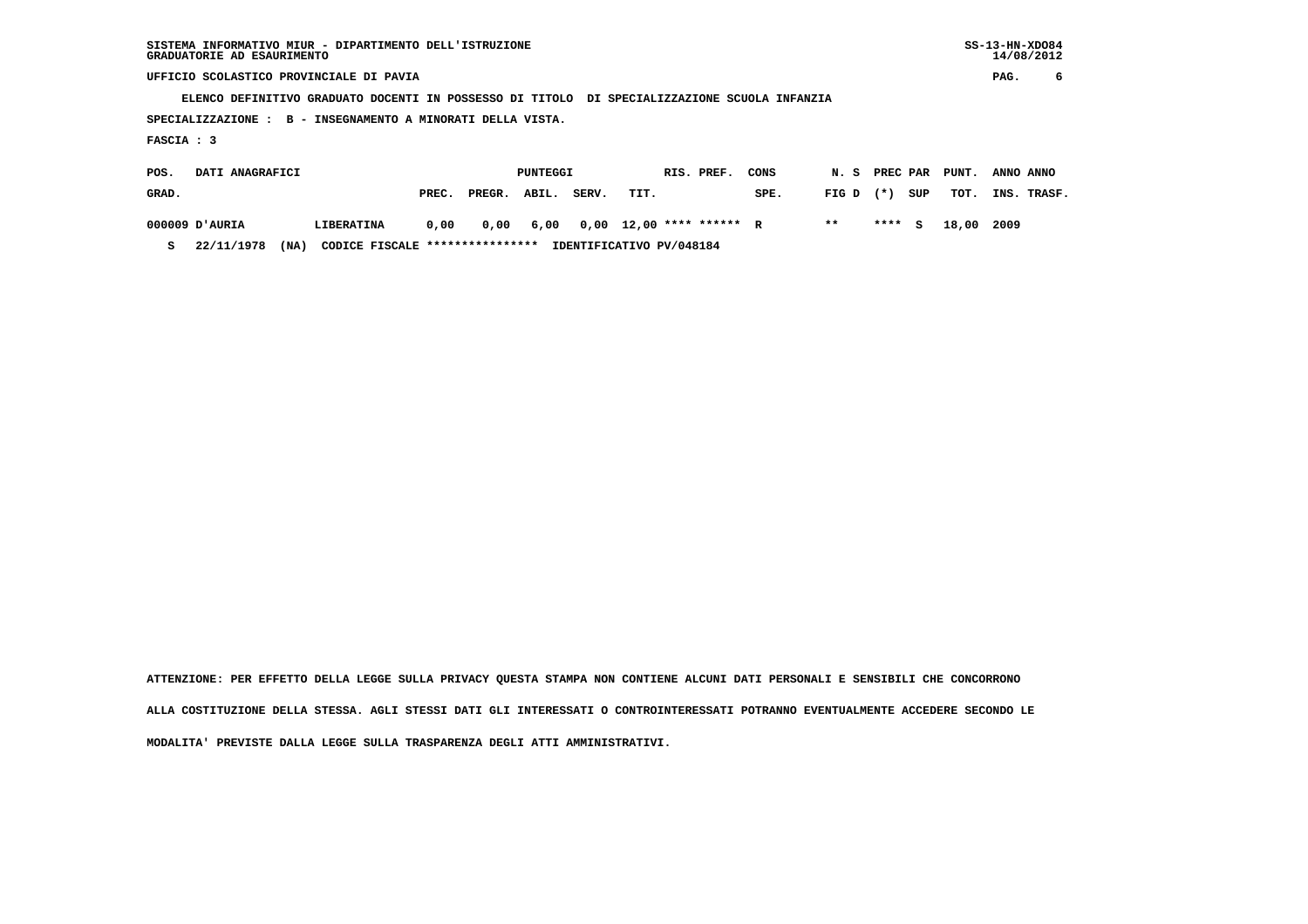SISTEMA INFORMATIVO MIUR - DIPARTIMENTO DELL'ISTRUZIONE
GRADUATORIE AD ESAURIMENTO

SS-13-HN-XDO84
14/08/2012

UFFICIO SCOLASTICO PROVINCIALE DI PAVIA

ELENCO DEFINITIVO GRADUATO DOCENTI IN POSSESSO DI TITOLO DI SPECIALIZZAZIONE SCUOLA INFANZIA

SPECIALIZZAZIONE : B - INSEGNAMENTO A MINORATI DELLA VISTA.

FASCIA : 3

| POS. GRAD. | DATI ANAGRAFICI | | PREC. | PREGR. | ABIL. | SERV. | TIT. | RIS. | PREF. | CONS SPE. | N. S FIG D | PREC (*) | PAR SUP | PUNT. TOT. | ANNO INS. | ANNO TRASF. |
|---|---|---|---|---|---|---|---|---|---|---|---|---|---|---|---|---|
| 000009 | D'AURIA | LIBERATINA | 0,00 | 0,00 | 6,00 | 0,00 | 12,00 | **** | ****** | R | ** | **** | S | 18,00 | 2009 | |
| S | 22/11/1978 (NA) | CODICE FISCALE **************** IDENTIFICATIVO PV/048184 | | | | | | | | | | | | | | |

ATTENZIONE: PER EFFETTO DELLA LEGGE SULLA PRIVACY QUESTA STAMPA NON CONTIENE ALCUNI DATI PERSONALI E SENSIBILI CHE CONCORRONO ALLA COSTITUZIONE DELLA STESSA. AGLI STESSI DATI GLI INTERESSATI O CONTROINTERESSATI POTRANNO EVENTUALMENTE ACCEDERE SECONDO LE MODALITA' PREVISTE DALLA LEGGE SULLA TRASPARENZA DEGLI ATTI AMMINISTRATIVI.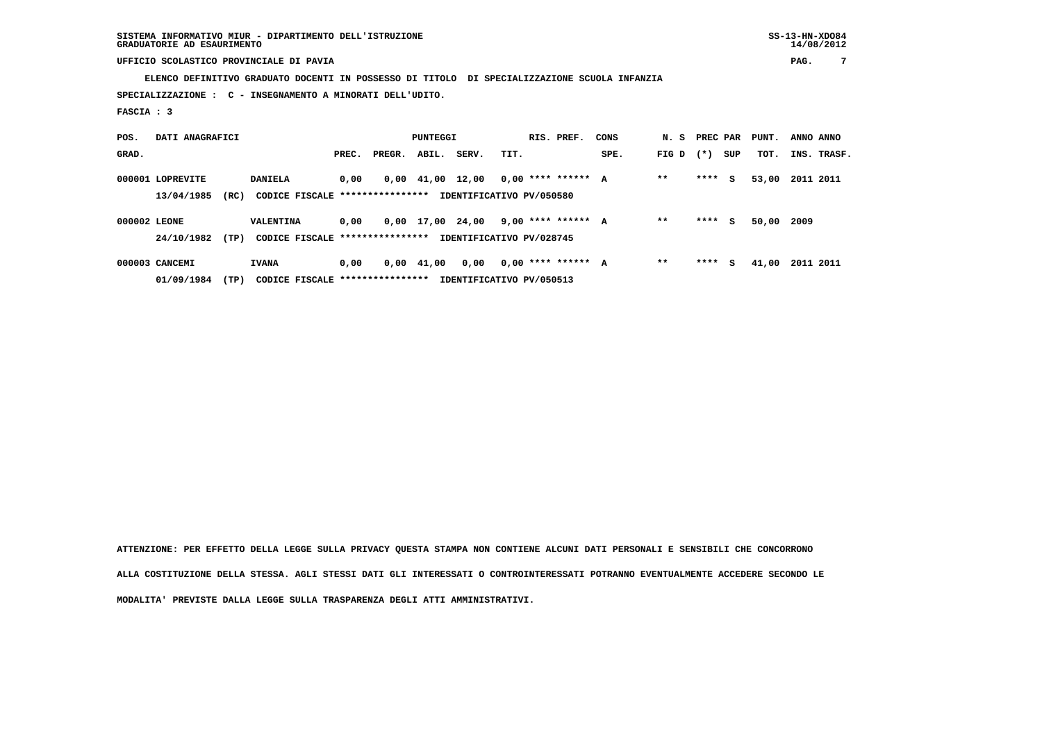SISTEMA INFORMATIVO MIUR - DIPARTIMENTO DELL'ISTRUZIONE
GRADUATORIE AD ESAURIMENTO

UFFICIO SCOLASTICO PROVINCIALE DI PAVIA

ELENCO DEFINITIVO GRADUATO DOCENTI IN POSSESSO DI TITOLO DI SPECIALIZZAZIONE SCUOLA INFANZIA

SPECIALIZZAZIONE : C - INSEGNAMENTO A MINORATI DELL'UDITO.

FASCIA : 3

| POS. GRAD. | DATI ANAGRAFICI | | PREC. | PREGR. | ABIL. | SERV. | TIT. | RIS. PREF. | CONS SPE. | N. S FIG D | PREC (*) | PAR SUP | PUNT. TOT. | ANNO INS. | ANNO TRASF. |
|---|---|---|---|---|---|---|---|---|---|---|---|---|---|---|---|
| 000001 | LOPREVITE | DANIELA | 0,00 | 0,00 | 41,00 | 12,00 | 0,00 | **** ****** | A | ** | **** | S | 53,00 | 2011 | 2011 |
| | 13/04/1985 (RC) | CODICE FISCALE **************** | IDENTIFICATIVO PV/050580 | | | | | | | | | | | | |
| 000002 | LEONE | VALENTINA | 0,00 | 0,00 | 17,00 | 24,00 | 9,00 | **** ****** | A | ** | **** | S | 50,00 | 2009 | |
| | 24/10/1982 (TP) | CODICE FISCALE **************** | IDENTIFICATIVO PV/028745 | | | | | | | | | | | | |
| 000003 | CANCEMI | IVANA | 0,00 | 0,00 | 41,00 | 0,00 | 0,00 | **** ****** | A | ** | **** | S | 41,00 | 2011 | 2011 |
| | 01/09/1984 (TP) | CODICE FISCALE **************** | IDENTIFICATIVO PV/050513 | | | | | | | | | | | | |

ATTENZIONE: PER EFFETTO DELLA LEGGE SULLA PRIVACY QUESTA STAMPA NON CONTIENE ALCUNI DATI PERSONALI E SENSIBILI CHE CONCORRONO ALLA COSTITUZIONE DELLA STESSA. AGLI STESSI DATI GLI INTERESSATI O CONTROINTERESSATI POTRANNO EVENTUALMENTE ACCEDERE SECONDO LE MODALITA' PREVISTE DALLA LEGGE SULLA TRASPARENZA DEGLI ATTI AMMINISTRATIVI.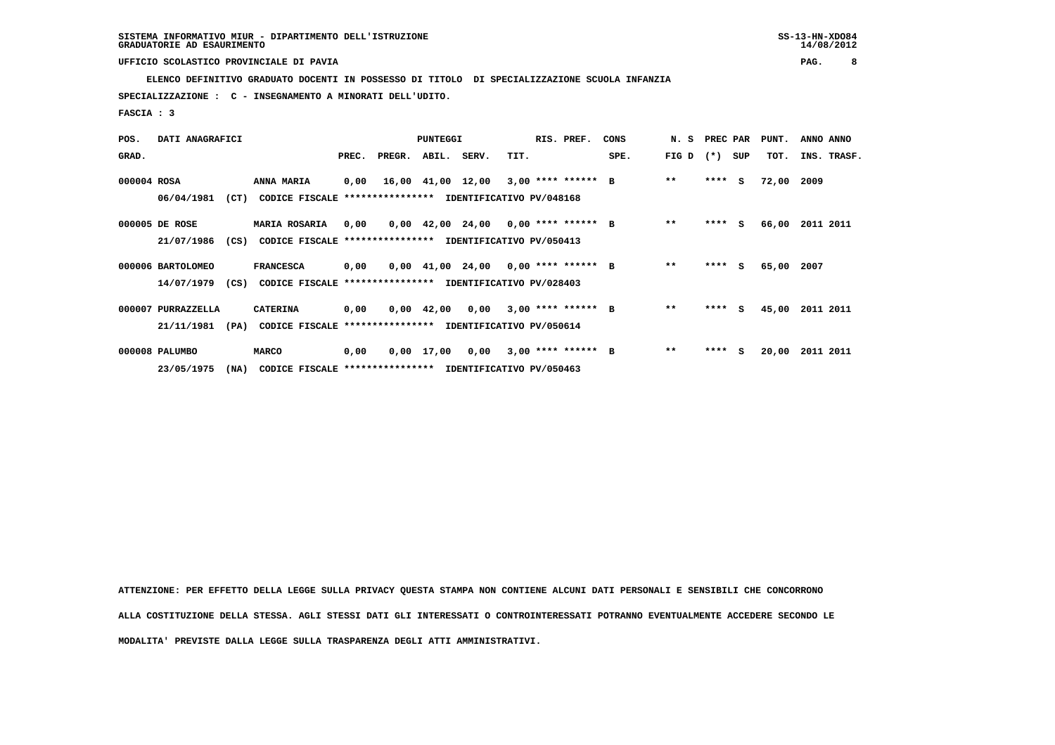SISTEMA INFORMATIVO MIUR - DIPARTIMENTO DELL'ISTRUZIONE

GRADUATORIE AD ESAURIMENTO

UFFICIO SCOLASTICO PROVINCIALE DI PAVIA

**ELENCO DEFINITIVO GRADUATO DOCENTI IN POSSESSO DI TITOLO DI SPECIALIZZAZIONE SCUOLA INFANZIA**

**SPECIALIZZAZIONE : C - INSEGNAMENTO A MINORATI DELL'UDITO.**

**FASCIA : 3**

| POS. GRAD. | DATI ANAGRAFICI | | PREC. | PREGR. | ABIL. | SERV. | TIT. | RIS. PREF. | CONS SPE. | N. S FIG D | PREC (*) | PAR SUP | PUNT. TOT. | ANNO INS. | ANNO TRASF. |
|---|---|---|---|---|---|---|---|---|---|---|---|---|---|---|---|
| 000004 | ROSA | ANNA MARIA | 0,00 | 16,00 | 41,00 | 12,00 | 3,00 | **** ****** | B | ** | **** | S | 72,00 | 2009 | |
| | 06/04/1981 (CT) | CODICE FISCALE **************** IDENTIFICATIVO PV/048168 | | | | | | | | | | | | | |
| 000005 | DE ROSE | MARIA ROSARIA | 0,00 | 0,00 | 42,00 | 24,00 | 0,00 | **** ****** | B | ** | **** | S | 66,00 | 2011 | 2011 |
| | 21/07/1986 (CS) | CODICE FISCALE **************** IDENTIFICATIVO PV/050413 | | | | | | | | | | | | | |
| 000006 | BARTOLOMEO | FRANCESCA | 0,00 | 0,00 | 41,00 | 24,00 | 0,00 | **** ****** | B | ** | **** | S | 65,00 | 2007 | |
| | 14/07/1979 (CS) | CODICE FISCALE **************** IDENTIFICATIVO PV/028403 | | | | | | | | | | | | | |
| 000007 | PURRAZZELLA | CATERINA | 0,00 | 0,00 | 42,00 | 0,00 | 3,00 | **** ****** | B | ** | **** | S | 45,00 | 2011 | 2011 |
| | 21/11/1981 (PA) | CODICE FISCALE **************** IDENTIFICATIVO PV/050614 | | | | | | | | | | | | | |
| 000008 | PALUMBO | MARCO | 0,00 | 0,00 | 17,00 | 0,00 | 3,00 | **** ****** | B | ** | **** | S | 20,00 | 2011 | 2011 |
| | 23/05/1975 (NA) | CODICE FISCALE **************** IDENTIFICATIVO PV/050463 | | | | | | | | | | | | | |

ATTENZIONE: PER EFFETTO DELLA LEGGE SULLA PRIVACY QUESTA STAMPA NON CONTIENE ALCUNI DATI PERSONALI E SENSIBILI CHE CONCORRONO ALLA COSTITUZIONE DELLA STESSA. AGLI STESSI DATI GLI INTERESSATI O CONTROINTERESSATI POTRANNO EVENTUALMENTE ACCEDERE SECONDO LE MODALITA' PREVISTE DALLA LEGGE SULLA TRASPARENZA DEGLI ATTI AMMINISTRATIVI.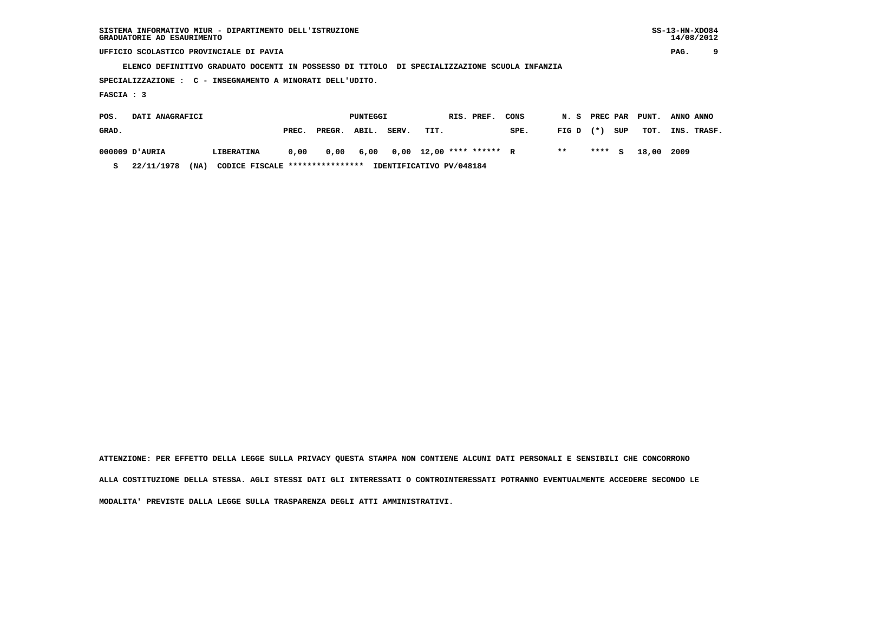SISTEMA INFORMATIVO MIUR - DIPARTIMENTO DELL'ISTRUZIONE
GRADUATORIE AD ESAURIMENTO

SS-13-HN-XDO84
14/08/2012

UFFICIO SCOLASTICO PROVINCIALE DI PAVIA

ELENCO DEFINITIVO GRADUATO DOCENTI IN POSSESSO DI TITOLO DI SPECIALIZZAZIONE SCUOLA INFANZIA

SPECIALIZZAZIONE : C - INSEGNAMENTO A MINORATI DELL'UDITO.

FASCIA : 3

| POS. GRAD. | DATI ANAGRAFICI | | PREC. | PREGR. | PUNTEGGI ABIL. | SERV. | TIT. | RIS. PREF. | CONS SPE. | N. S FIG D | PREC PAR (*) | SUP | PUNT. TOT. | ANNO INS. | ANNO TRASF. |
|---|---|---|---|---|---|---|---|---|---|---|---|---|---|---|---|
| 000009 | D'AURIA | LIBERATINA | 0,00 | 0,00 | 6,00 | 0,00 | 12,00 | **** ****** | R | ** | **** | S | 18,00 | 2009 | |

S 22/11/1978 (NA) CODICE FISCALE **************** IDENTIFICATIVO PV/048184

ATTENZIONE: PER EFFETTO DELLA LEGGE SULLA PRIVACY QUESTA STAMPA NON CONTIENE ALCUNI DATI PERSONALI E SENSIBILI CHE CONCORRONO ALLA COSTITUZIONE DELLA STESSA. AGLI STESSI DATI GLI INTERESSATI O CONTROINTERESSATI POTRANNO EVENTUALMENTE ACCEDERE SECONDO LE MODALITA' PREVISTE DALLA LEGGE SULLA TRASPARENZA DEGLI ATTI AMMINISTRATIVI.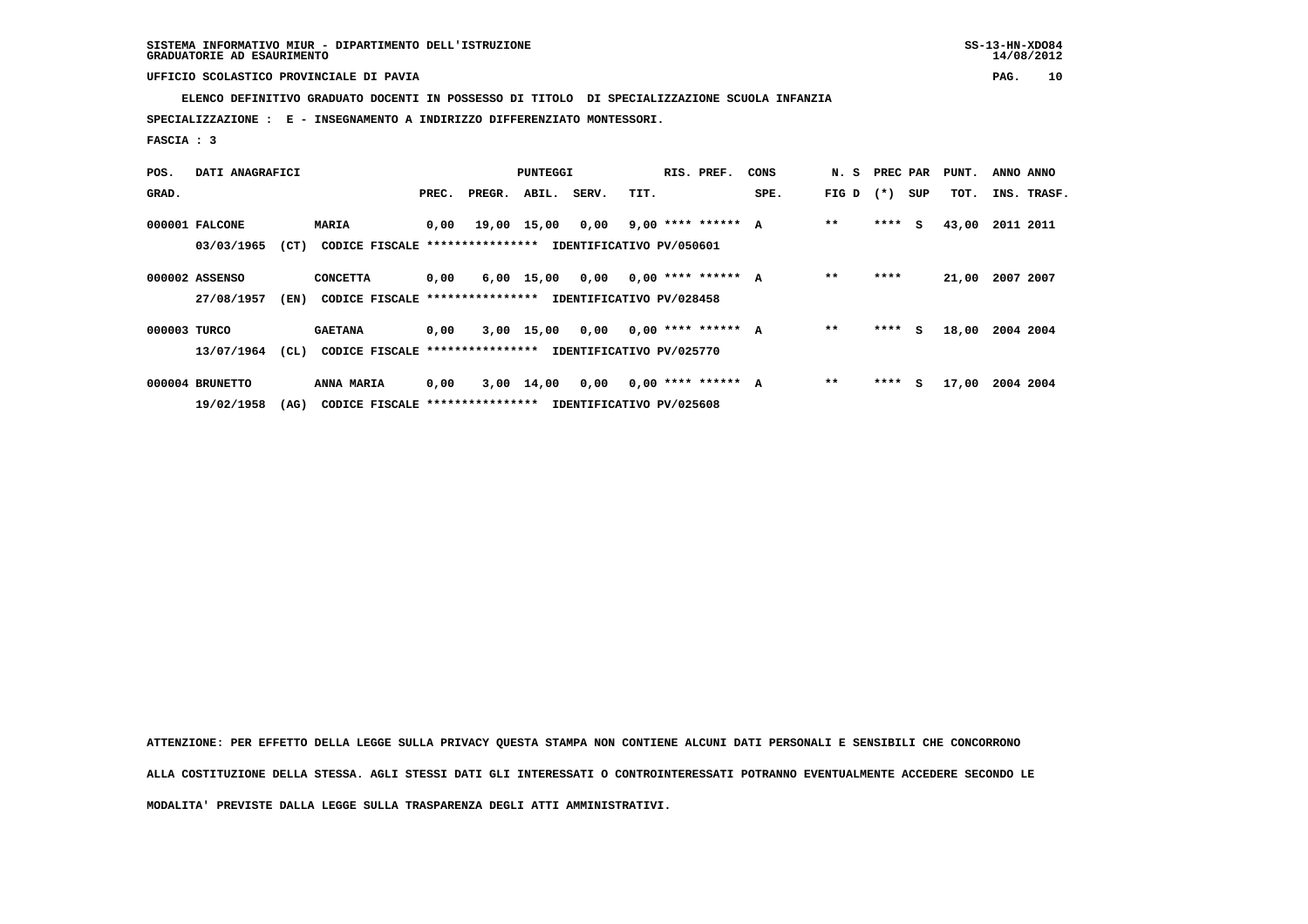SISTEMA INFORMATIVO MIUR - DIPARTIMENTO DELL'ISTRUZIONE
GRADUATORIE AD ESAURIMENTO

UFFICIO SCOLASTICO PROVINCIALE DI PAVIA

**ELENCO DEFINITIVO GRADUATO DOCENTI IN POSSESSO DI TITOLO DI SPECIALIZZAZIONE SCUOLA INFANZIA**

**SPECIALIZZAZIONE : E - INSEGNAMENTO A INDIRIZZO DIFFERENZIATO MONTESSORI.**

**FASCIA : 3**

| POS. GRAD. | DATI ANAGRAFICI | | PUNTEGGI PREC. | PREGR. | ABIL. | SERV. | TIT. | RIS. PREF. | CONS SPE. | N. S FIG D | PREC (*) | PAR SUP | PUNT. TOT. | ANNO INS. | ANNO TRASF. |
|---|---|---|---|---|---|---|---|---|---|---|---|---|---|---|---|
| 000001 | FALCONE | MARIA | 0,00 | 19,00 | 15,00 | 0,00 | 9,00 | **** ****** | A | ** | **** | S | 43,00 | 2011 | 2011 |
| | 03/03/1965 (CT) | CODICE FISCALE **************** IDENTIFICATIVO PV/050601 | | | | | | | | | | | | | |
| 000002 | ASSENSO | CONCETTA | 0,00 | 6,00 | 15,00 | 0,00 | 0,00 | **** ****** | A | ** | **** | | 21,00 | 2007 | 2007 |
| | 27/08/1957 (EN) | CODICE FISCALE **************** IDENTIFICATIVO PV/028458 | | | | | | | | | | | | | |
| 000003 | TURCO | GAETANA | 0,00 | 3,00 | 15,00 | 0,00 | 0,00 | **** ****** | A | ** | **** | S | 18,00 | 2004 | 2004 |
| | 13/07/1964 (CL) | CODICE FISCALE **************** IDENTIFICATIVO PV/025770 | | | | | | | | | | | | | |
| 000004 | BRUNETTO | ANNA MARIA | 0,00 | 3,00 | 14,00 | 0,00 | 0,00 | **** ****** | A | ** | **** | S | 17,00 | 2004 | 2004 |
| | 19/02/1958 (AG) | CODICE FISCALE **************** IDENTIFICATIVO PV/025608 | | | | | | | | | | | | | |

ATTENZIONE: PER EFFETTO DELLA LEGGE SULLA PRIVACY QUESTA STAMPA NON CONTIENE ALCUNI DATI PERSONALI E SENSIBILI CHE CONCORRONO ALLA COSTITUZIONE DELLA STESSA. AGLI STESSI DATI GLI INTERESSATI O CONTROINTERESSATI POTRANNO EVENTUALMENTE ACCEDERE SECONDO LE MODALITA' PREVISTE DALLA LEGGE SULLA TRASPARENZA DEGLI ATTI AMMINISTRATIVI.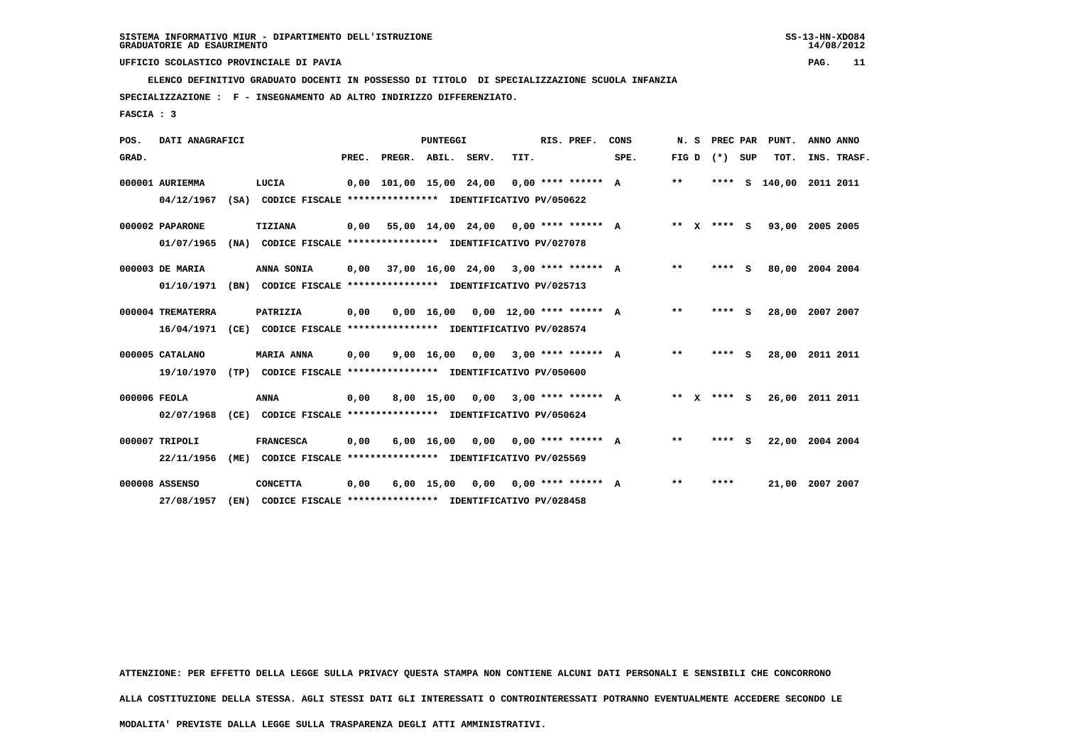SISTEMA INFORMATIVO MIUR - DIPARTIMENTO DELL'ISTRUZIONE
GRADUATORIE AD ESAURIMENTO

UFFICIO SCOLASTICO PROVINCIALE DI PAVIA

**ELENCO DEFINITIVO GRADUATO DOCENTI IN POSSESSO DI TITOLO DI SPECIALIZZAZIONE SCUOLA INFANZIA**

**SPECIALIZZAZIONE : F - INSEGNAMENTO AD ALTRO INDIRIZZO DIFFERENZIATO.**

**FASCIA : 3**

| POS. GRAD. | DATI ANAGRAFICI | | PUNTEGGI PREC. | PREGR. | ABIL. | SERV. | TIT. | RIS. PREF. | CONS SPE. | N. S FIG D | PREC PAR (*) SUP | PUNT. TOT. | ANNO INS. | ANNO TRASF. |
|---|---|---|---|---|---|---|---|---|---|---|---|---|---|---|
| 000001 | AURIEMMA | LUCIA | 0,00 | 101,00 | 15,00 | 24,00 | 0,00 | **** ****** | A | ** | **** S | 140,00 | 2011 | 2011 |
| | 04/12/1967 (SA) | CODICE FISCALE **************** IDENTIFICATIVO PV/050622 | | | | | | | | | | | | |
| 000002 | PAPARONE | TIZIANA | 0,00 | 55,00 | 14,00 | 24,00 | 0,00 | **** ****** | A | ** X | **** S | 93,00 | 2005 | 2005 |
| | 01/07/1965 (NA) | CODICE FISCALE **************** IDENTIFICATIVO PV/027078 | | | | | | | | | | | | |
| 000003 | DE MARIA | ANNA SONIA | 0,00 | 37,00 | 16,00 | 24,00 | 3,00 | **** ****** | A | ** | **** S | 80,00 | 2004 | 2004 |
| | 01/10/1971 (BN) | CODICE FISCALE **************** IDENTIFICATIVO PV/025713 | | | | | | | | | | | | |
| 000004 | TREMATERRA | PATRIZIA | 0,00 | 0,00 | 16,00 | 0,00 | 12,00 | **** ****** | A | ** | **** S | 28,00 | 2007 | 2007 |
| | 16/04/1971 (CE) | CODICE FISCALE **************** IDENTIFICATIVO PV/028574 | | | | | | | | | | | | |
| 000005 | CATALANO | MARIA ANNA | 0,00 | 9,00 | 16,00 | 0,00 | 3,00 | **** ****** | A | ** | **** S | 28,00 | 2011 | 2011 |
| | 19/10/1970 (TP) | CODICE FISCALE **************** IDENTIFICATIVO PV/050600 | | | | | | | | | | | | |
| 000006 | FEOLA | ANNA | 0,00 | 8,00 | 15,00 | 0,00 | 3,00 | **** ****** | A | ** X | **** S | 26,00 | 2011 | 2011 |
| | 02/07/1968 (CE) | CODICE FISCALE **************** IDENTIFICATIVO PV/050624 | | | | | | | | | | | | |
| 000007 | TRIPOLI | FRANCESCA | 0,00 | 6,00 | 16,00 | 0,00 | 0,00 | **** ****** | A | ** | **** S | 22,00 | 2004 | 2004 |
| | 22/11/1956 (ME) | CODICE FISCALE **************** IDENTIFICATIVO PV/025569 | | | | | | | | | | | | |
| 000008 | ASSENSO | CONCETTA | 0,00 | 6,00 | 15,00 | 0,00 | 0,00 | **** ****** | A | ** | **** | 21,00 | 2007 | 2007 |
| | 27/08/1957 (EN) | CODICE FISCALE **************** IDENTIFICATIVO PV/028458 | | | | | | | | | | | | |

ATTENZIONE: PER EFFETTO DELLA LEGGE SULLA PRIVACY QUESTA STAMPA NON CONTIENE ALCUNI DATI PERSONALI E SENSIBILI CHE CONCORRONO ALLA COSTITUZIONE DELLA STESSA. AGLI STESSI DATI GLI INTERESSATI O CONTROINTERESSATI POTRANNO EVENTUALMENTE ACCEDERE SECONDO LE MODALITA' PREVISTE DALLA LEGGE SULLA TRASPARENZA DEGLI ATTI AMMINISTRATIVI.